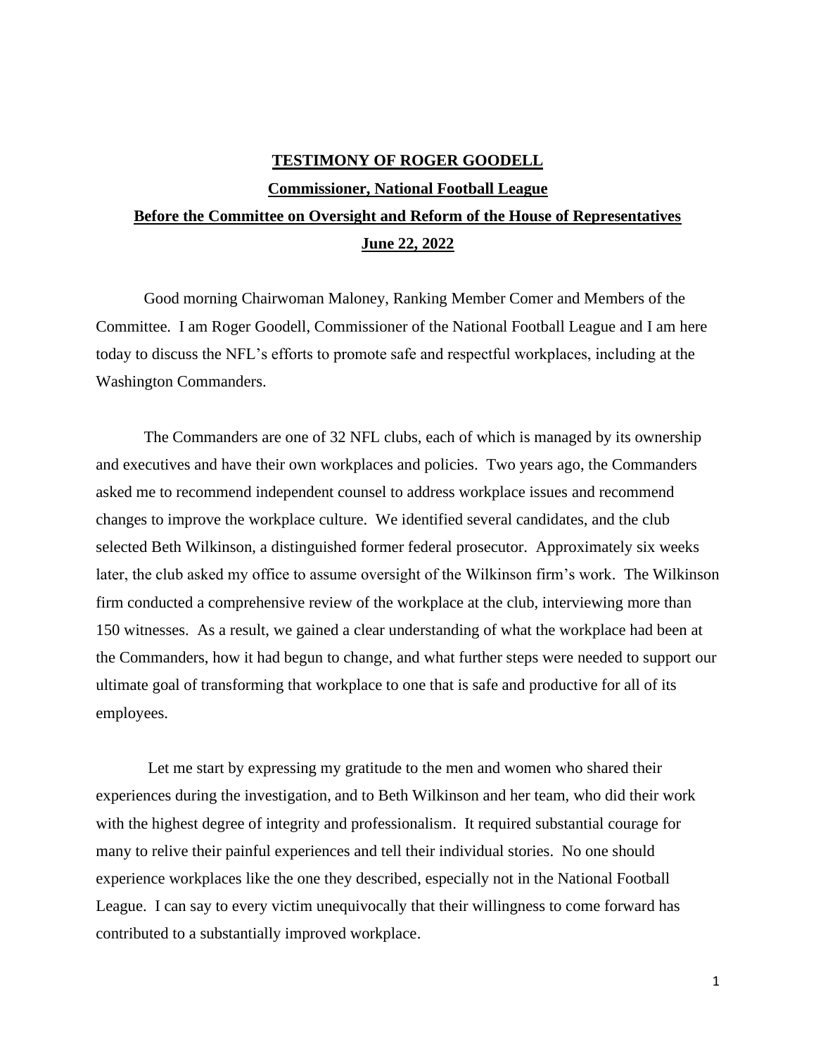# TESTIMONY OF ROGER GOODELL

## Commissioner, National Football League

## Before the Committee on Oversight and Reform of the House of Representatives

## June 22, 2022

Good morning Chairwoman Maloney, Ranking Member Comer and Members of the Committee. I am Roger Goodell, Commissioner of the National Football League and I am here today to discuss the NFL's efforts to promote safe and respectful workplaces, including at the Washington Commanders.

The Commanders are one of 32 NFL clubs, each of which is managed by its ownership and executives and have their own workplaces and policies. Two years ago, the Commanders asked me to recommend independent counsel to address workplace issues and recommend changes to improve the workplace culture. We identified several candidates, and the club selected Beth Wilkinson, a distinguished former federal prosecutor. Approximately six weeks later, the club asked my office to assume oversight of the Wilkinson firm's work. The Wilkinson firm conducted a comprehensive review of the workplace at the club, interviewing more than 150 witnesses. As a result, we gained a clear understanding of what the workplace had been at the Commanders, how it had begun to change, and what further steps were needed to support our ultimate goal of transforming that workplace to one that is safe and productive for all of its employees.

Let me start by expressing my gratitude to the men and women who shared their experiences during the investigation, and to Beth Wilkinson and her team, who did their work with the highest degree of integrity and professionalism. It required substantial courage for many to relive their painful experiences and tell their individual stories. No one should experience workplaces like the one they described, especially not in the National Football League. I can say to every victim unequivocally that their willingness to come forward has contributed to a substantially improved workplace.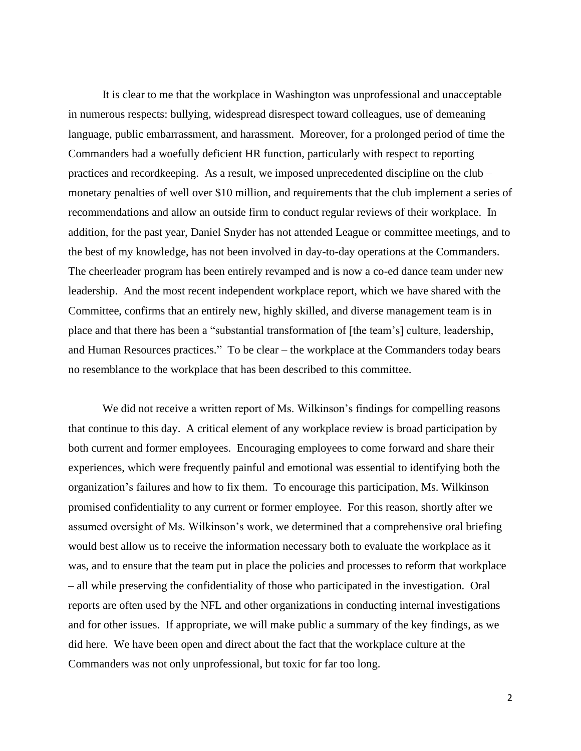It is clear to me that the workplace in Washington was unprofessional and unacceptable in numerous respects: bullying, widespread disrespect toward colleagues, use of demeaning language, public embarrassment, and harassment. Moreover, for a prolonged period of time the Commanders had a woefully deficient HR function, particularly with respect to reporting practices and recordkeeping. As a result, we imposed unprecedented discipline on the club – monetary penalties of well over $10 million, and requirements that the club implement a series of recommendations and allow an outside firm to conduct regular reviews of their workplace. In addition, for the past year, Daniel Snyder has not attended League or committee meetings, and to the best of my knowledge, has not been involved in day-to-day operations at the Commanders. The cheerleader program has been entirely revamped and is now a co-ed dance team under new leadership. And the most recent independent workplace report, which we have shared with the Committee, confirms that an entirely new, highly skilled, and diverse management team is in place and that there has been a "substantial transformation of [the team's] culture, leadership, and Human Resources practices." To be clear – the workplace at the Commanders today bears no resemblance to the workplace that has been described to this committee.

We did not receive a written report of Ms. Wilkinson's findings for compelling reasons that continue to this day. A critical element of any workplace review is broad participation by both current and former employees. Encouraging employees to come forward and share their experiences, which were frequently painful and emotional was essential to identifying both the organization's failures and how to fix them. To encourage this participation, Ms. Wilkinson promised confidentiality to any current or former employee. For this reason, shortly after we assumed oversight of Ms. Wilkinson's work, we determined that a comprehensive oral briefing would best allow us to receive the information necessary both to evaluate the workplace as it was, and to ensure that the team put in place the policies and processes to reform that workplace – all while preserving the confidentiality of those who participated in the investigation. Oral reports are often used by the NFL and other organizations in conducting internal investigations and for other issues. If appropriate, we will make public a summary of the key findings, as we did here. We have been open and direct about the fact that the workplace culture at the Commanders was not only unprofessional, but toxic for far too long.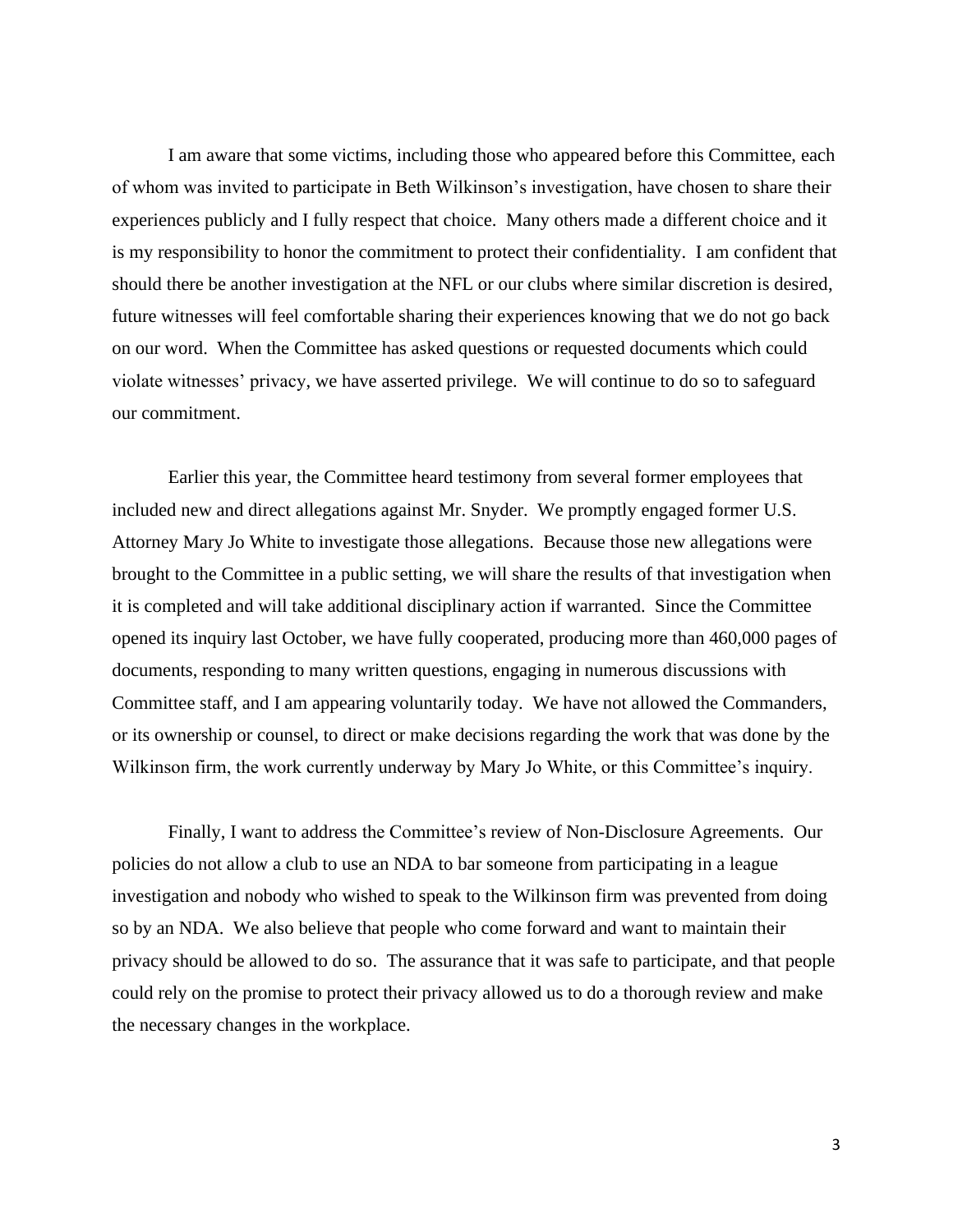I am aware that some victims, including those who appeared before this Committee, each of whom was invited to participate in Beth Wilkinson's investigation, have chosen to share their experiences publicly and I fully respect that choice. Many others made a different choice and it is my responsibility to honor the commitment to protect their confidentiality. I am confident that should there be another investigation at the NFL or our clubs where similar discretion is desired, future witnesses will feel comfortable sharing their experiences knowing that we do not go back on our word. When the Committee has asked questions or requested documents which could violate witnesses' privacy, we have asserted privilege. We will continue to do so to safeguard our commitment.

Earlier this year, the Committee heard testimony from several former employees that included new and direct allegations against Mr. Snyder. We promptly engaged former U.S. Attorney Mary Jo White to investigate those allegations. Because those new allegations were brought to the Committee in a public setting, we will share the results of that investigation when it is completed and will take additional disciplinary action if warranted. Since the Committee opened its inquiry last October, we have fully cooperated, producing more than 460,000 pages of documents, responding to many written questions, engaging in numerous discussions with Committee staff, and I am appearing voluntarily today. We have not allowed the Commanders, or its ownership or counsel, to direct or make decisions regarding the work that was done by the Wilkinson firm, the work currently underway by Mary Jo White, or this Committee's inquiry.

Finally, I want to address the Committee's review of Non-Disclosure Agreements. Our policies do not allow a club to use an NDA to bar someone from participating in a league investigation and nobody who wished to speak to the Wilkinson firm was prevented from doing so by an NDA. We also believe that people who come forward and want to maintain their privacy should be allowed to do so. The assurance that it was safe to participate, and that people could rely on the promise to protect their privacy allowed us to do a thorough review and make the necessary changes in the workplace.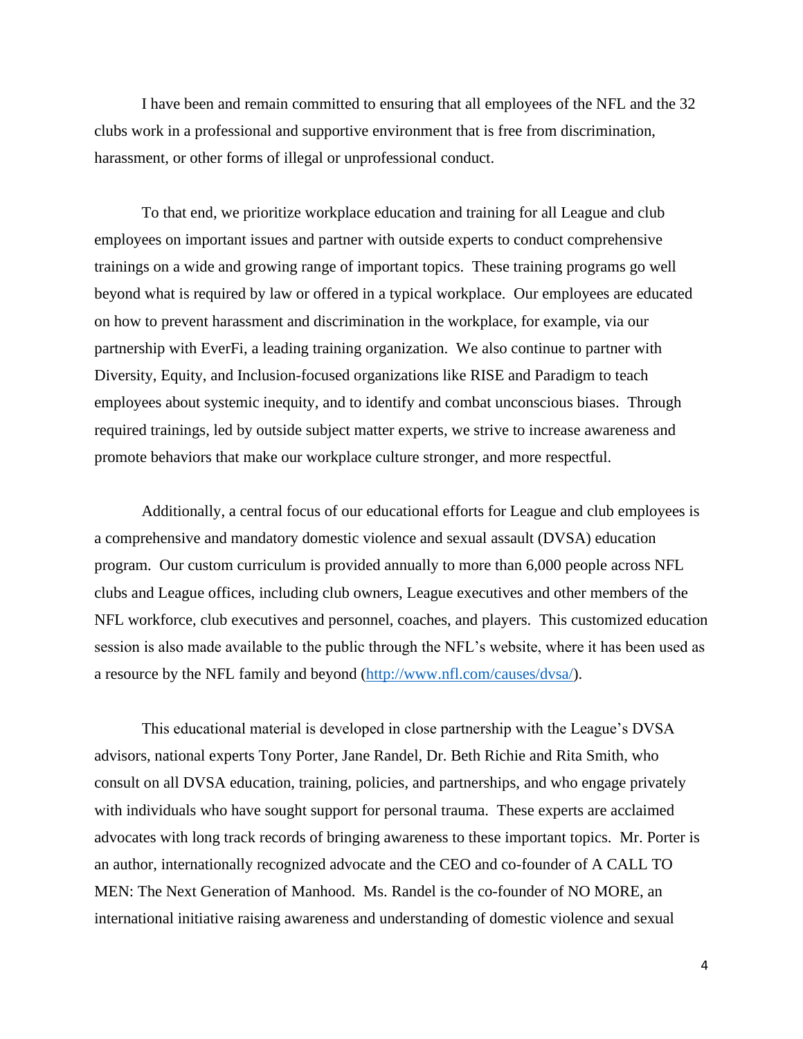I have been and remain committed to ensuring that all employees of the NFL and the 32 clubs work in a professional and supportive environment that is free from discrimination, harassment, or other forms of illegal or unprofessional conduct.

To that end, we prioritize workplace education and training for all League and club employees on important issues and partner with outside experts to conduct comprehensive trainings on a wide and growing range of important topics. These training programs go well beyond what is required by law or offered in a typical workplace. Our employees are educated on how to prevent harassment and discrimination in the workplace, for example, via our partnership with EverFi, a leading training organization. We also continue to partner with Diversity, Equity, and Inclusion-focused organizations like RISE and Paradigm to teach employees about systemic inequity, and to identify and combat unconscious biases. Through required trainings, led by outside subject matter experts, we strive to increase awareness and promote behaviors that make our workplace culture stronger, and more respectful.

Additionally, a central focus of our educational efforts for League and club employees is a comprehensive and mandatory domestic violence and sexual assault (DVSA) education program. Our custom curriculum is provided annually to more than 6,000 people across NFL clubs and League offices, including club owners, League executives and other members of the NFL workforce, club executives and personnel, coaches, and players. This customized education session is also made available to the public through the NFL's website, where it has been used as a resource by the NFL family and beyond (http://www.nfl.com/causes/dvsa/).

This educational material is developed in close partnership with the League's DVSA advisors, national experts Tony Porter, Jane Randel, Dr. Beth Richie and Rita Smith, who consult on all DVSA education, training, policies, and partnerships, and who engage privately with individuals who have sought support for personal trauma. These experts are acclaimed advocates with long track records of bringing awareness to these important topics. Mr. Porter is an author, internationally recognized advocate and the CEO and co-founder of A CALL TO MEN: The Next Generation of Manhood. Ms. Randel is the co-founder of NO MORE, an international initiative raising awareness and understanding of domestic violence and sexual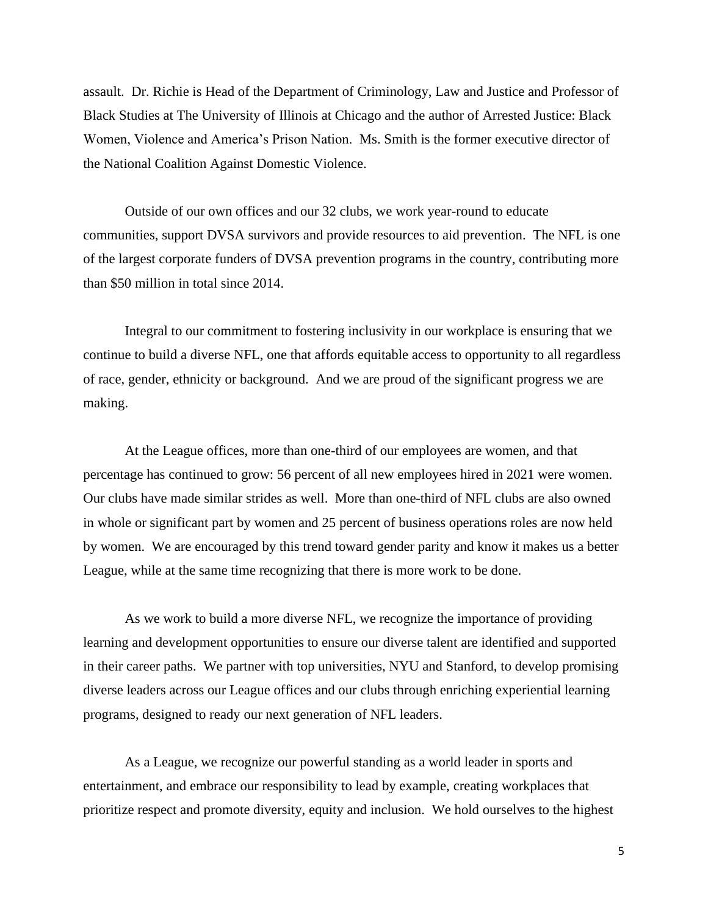assault. Dr. Richie is Head of the Department of Criminology, Law and Justice and Professor of Black Studies at The University of Illinois at Chicago and the author of Arrested Justice: Black Women, Violence and America's Prison Nation. Ms. Smith is the former executive director of the National Coalition Against Domestic Violence.

Outside of our own offices and our 32 clubs, we work year-round to educate communities, support DVSA survivors and provide resources to aid prevention. The NFL is one of the largest corporate funders of DVSA prevention programs in the country, contributing more than $50 million in total since 2014.

Integral to our commitment to fostering inclusivity in our workplace is ensuring that we continue to build a diverse NFL, one that affords equitable access to opportunity to all regardless of race, gender, ethnicity or background. And we are proud of the significant progress we are making.

At the League offices, more than one-third of our employees are women, and that percentage has continued to grow: 56 percent of all new employees hired in 2021 were women. Our clubs have made similar strides as well. More than one-third of NFL clubs are also owned in whole or significant part by women and 25 percent of business operations roles are now held by women. We are encouraged by this trend toward gender parity and know it makes us a better League, while at the same time recognizing that there is more work to be done.

As we work to build a more diverse NFL, we recognize the importance of providing learning and development opportunities to ensure our diverse talent are identified and supported in their career paths. We partner with top universities, NYU and Stanford, to develop promising diverse leaders across our League offices and our clubs through enriching experiential learning programs, designed to ready our next generation of NFL leaders.

As a League, we recognize our powerful standing as a world leader in sports and entertainment, and embrace our responsibility to lead by example, creating workplaces that prioritize respect and promote diversity, equity and inclusion. We hold ourselves to the highest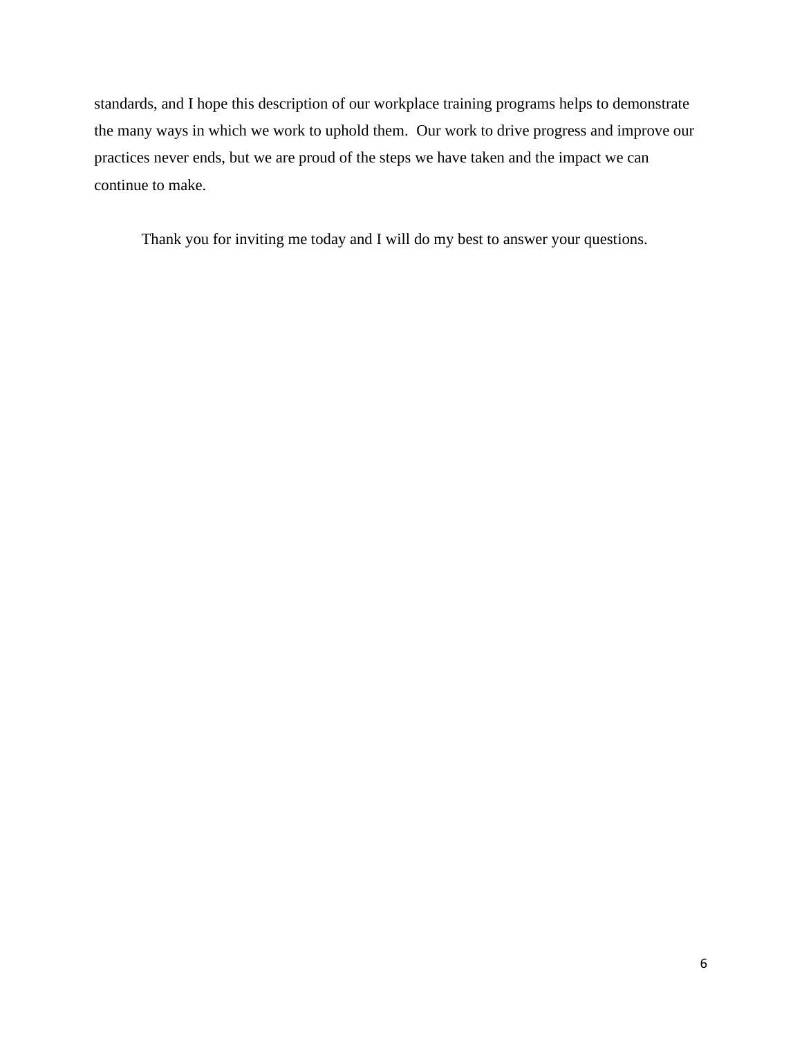standards, and I hope this description of our workplace training programs helps to demonstrate the many ways in which we work to uphold them.  Our work to drive progress and improve our practices never ends, but we are proud of the steps we have taken and the impact we can continue to make.

Thank you for inviting me today and I will do my best to answer your questions.